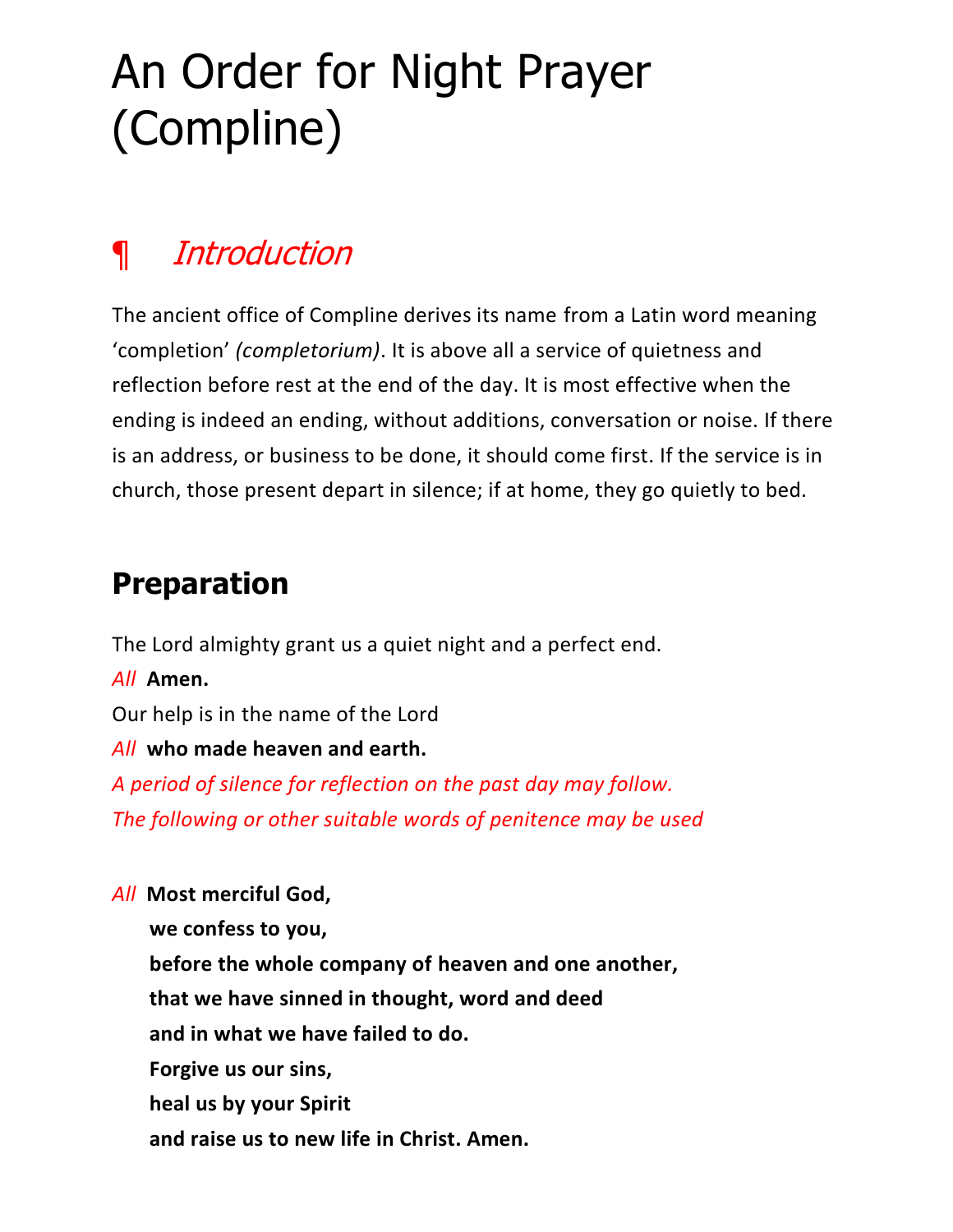# An Order for Night Prayer (Compline)

## ¶ *Introduction*

The ancient office of Compline derives its name from a Latin word meaning 'completion' *(completorium)*. It is above all a service of quietness and reflection before rest at the end of the day. It is most effective when the ending is indeed an ending, without additions, conversation or noise. If there is an address, or business to be done, it should come first. If the service is in church, those present depart in silence; if at home, they go quietly to bed.

## Preparation

The Lord almighty grant us a quiet night and a perfect end.

*All* **Amen.**

Our help is in the name of the Lord

*All* **who made heaven and earth.**

*A period of silence for reflection on the past day may follow.*

*The following or other suitable words of penitence may be used*

*All* **Most merciful God,**
**we confess to you,**
**before the whole company of heaven and one another,**
**that we have sinned in thought, word and deed**
**and in what we have failed to do.**
**Forgive us our sins,**
**heal us by your Spirit**
**and raise us to new life in Christ. Amen.**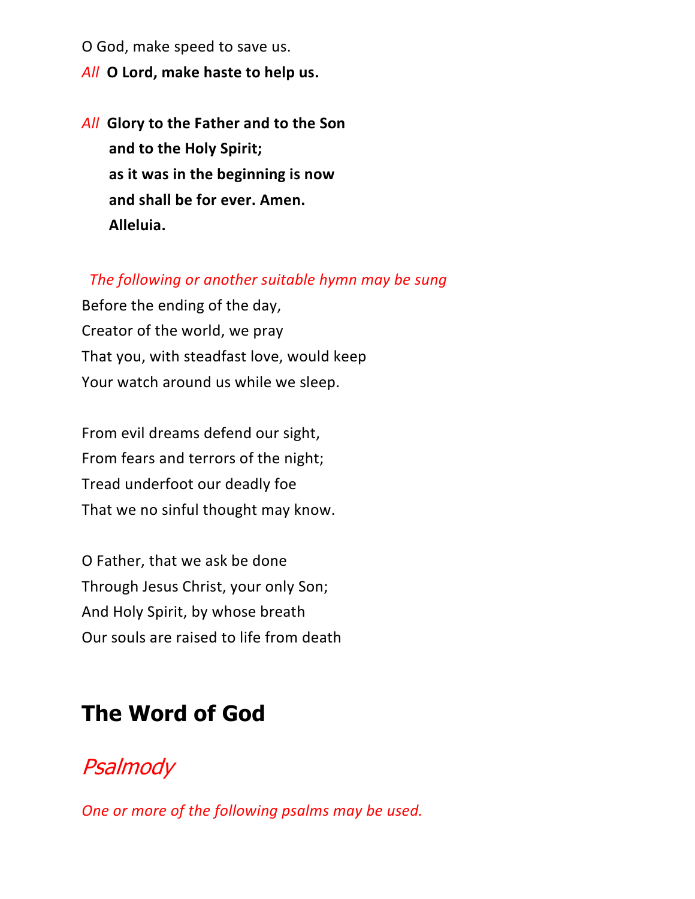O God, make speed to save us.

*All* **O Lord, make haste to help us.**

*All* **Glory to the Father and to the Son**
**and to the Holy Spirit;**
**as it was in the beginning is now**
**and shall be for ever. Amen.**
**Alleluia.**

*The following or another suitable hymn may be sung*

Before the ending of the day,
Creator of the world, we pray
That you, with steadfast love, would keep
Your watch around us while we sleep.

From evil dreams defend our sight,
From fears and terrors of the night;
Tread underfoot our deadly foe
That we no sinful thought may know.

O Father, that we ask be done
Through Jesus Christ, your only Son;
And Holy Spirit, by whose breath
Our souls are raised to life from death

# The Word of God

## *Psalmody*

*One or more of the following psalms may be used.*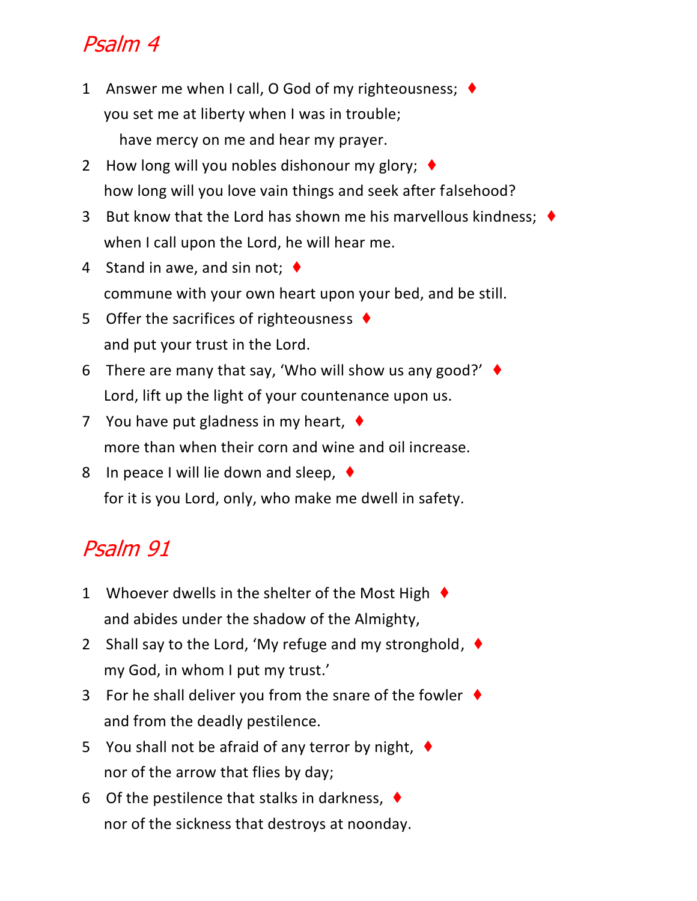## *Psalm 4*

1 Answer me when I call, O God of my righteousness; ♦
you set me at liberty when I was in trouble;
 have mercy on me and hear my prayer.

2 How long will you nobles dishonour my glory; ♦
how long will you love vain things and seek after falsehood?

3 But know that the Lord has shown me his marvellous kindness; ♦
when I call upon the Lord, he will hear me.

4 Stand in awe, and sin not; ♦
commune with your own heart upon your bed, and be still.

5 Offer the sacrifices of righteousness ♦
and put your trust in the Lord.

6 There are many that say, 'Who will show us any good?' ♦
Lord, lift up the light of your countenance upon us.

7 You have put gladness in my heart, ♦
more than when their corn and wine and oil increase.

8 In peace I will lie down and sleep, ♦
for it is you Lord, only, who make me dwell in safety.

## *Psalm 91*

1 Whoever dwells in the shelter of the Most High ♦
and abides under the shadow of the Almighty,

2 Shall say to the Lord, 'My refuge and my stronghold, ♦
my God, in whom I put my trust.'

3 For he shall deliver you from the snare of the fowler ♦
and from the deadly pestilence.

5 You shall not be afraid of any terror by night, ♦
nor of the arrow that flies by day;

6 Of the pestilence that stalks in darkness, ♦
nor of the sickness that destroys at noonday.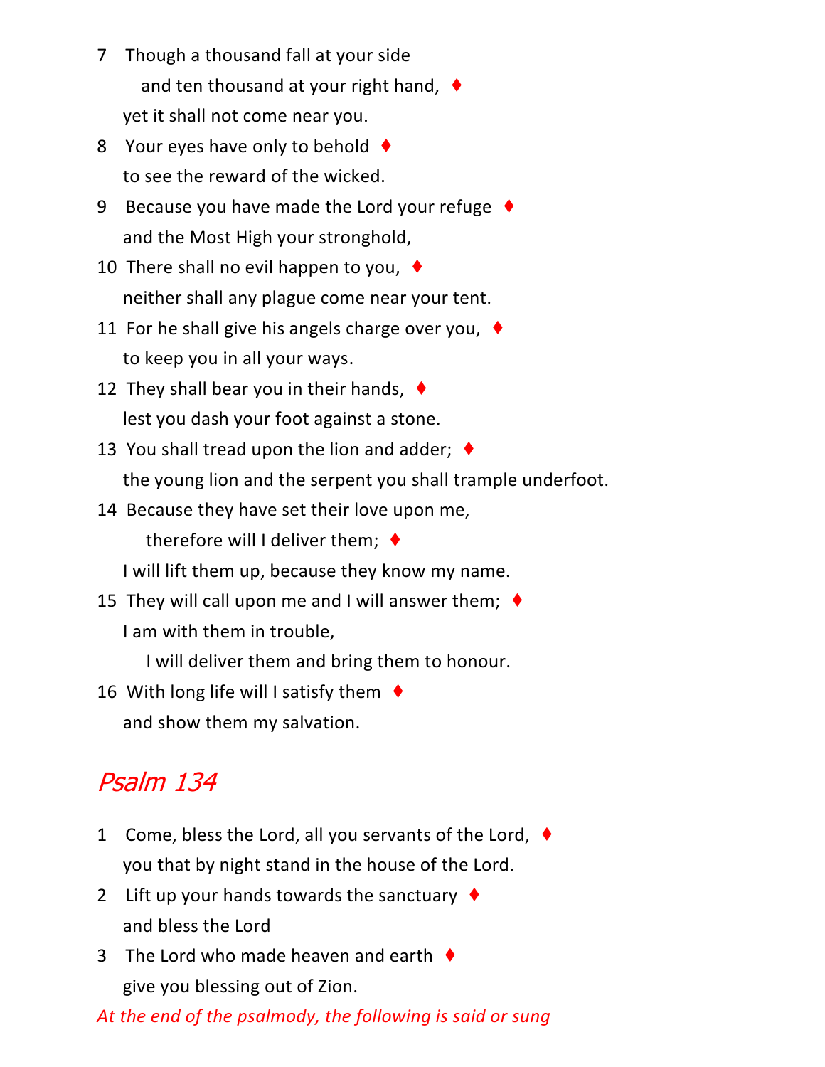7 Though a thousand fall at your side
  and ten thousand at your right hand, ♦
yet it shall not come near you.

8 Your eyes have only to behold ♦
to see the reward of the wicked.

9 Because you have made the Lord your refuge ♦
and the Most High your stronghold,

10 There shall no evil happen to you, ♦
neither shall any plague come near your tent.

11 For he shall give his angels charge over you, ♦
to keep you in all your ways.

12 They shall bear you in their hands, ♦
lest you dash your foot against a stone.

13 You shall tread upon the lion and adder; ♦
the young lion and the serpent you shall trample underfoot.

14 Because they have set their love upon me,
  therefore will I deliver them; ♦
I will lift them up, because they know my name.

15 They will call upon me and I will answer them; ♦
I am with them in trouble,
  I will deliver them and bring them to honour.

16 With long life will I satisfy them ♦
and show them my salvation.

## *Psalm 134*

1 Come, bless the Lord, all you servants of the Lord, ♦
you that by night stand in the house of the Lord.

2 Lift up your hands towards the sanctuary ♦
and bless the Lord

3 The Lord who made heaven and earth ♦
give you blessing out of Zion.

*At the end of the psalmody, the following is said or sung*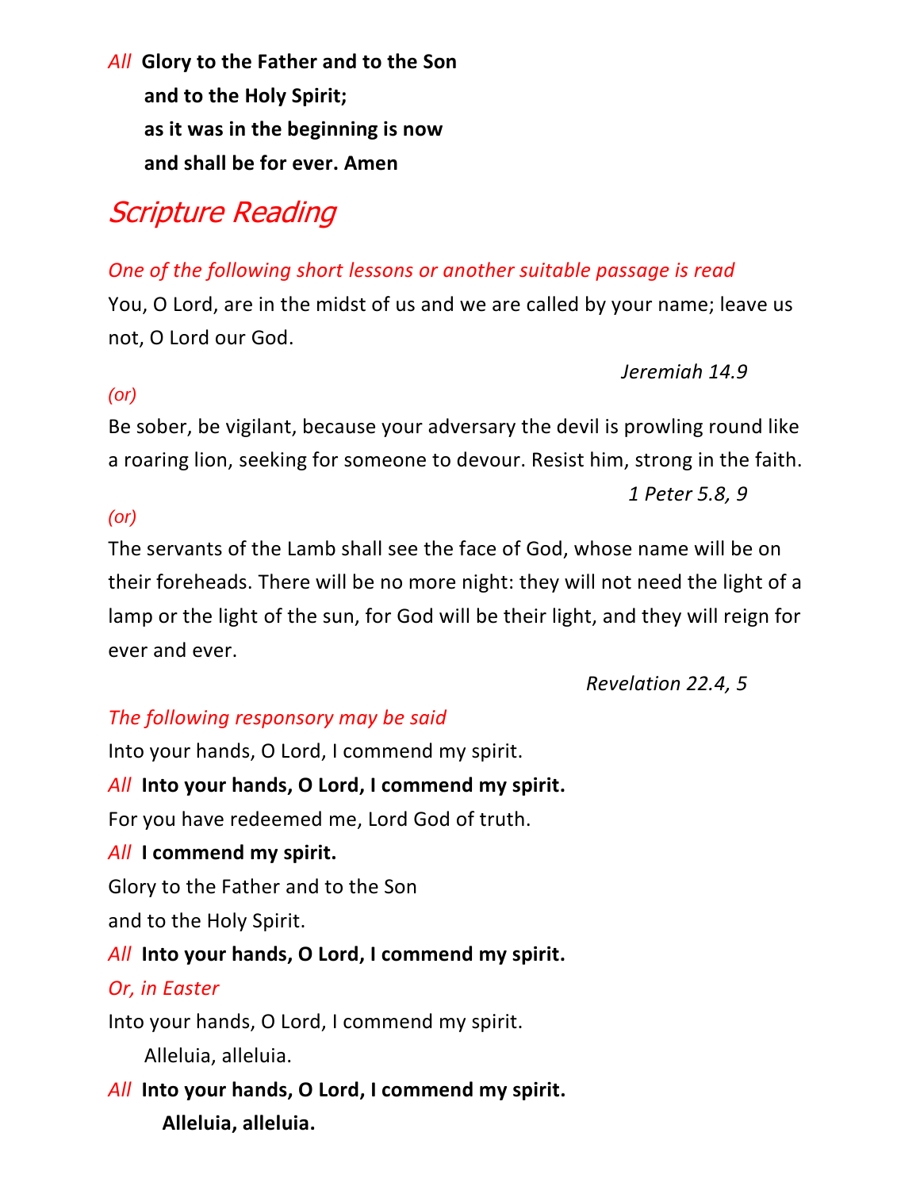*All* **Glory to the Father and to the Son**
**and to the Holy Spirit;**
**as it was in the beginning is now**
**and shall be for ever. Amen**

## *Scripture Reading*

*One of the following short lessons or another suitable passage is read*

You, O Lord, are in the midst of us and we are called by your name; leave us not, O Lord our God.

*Jeremiah 14.9*

*(or)*

Be sober, be vigilant, because your adversary the devil is prowling round like a roaring lion, seeking for someone to devour. Resist him, strong in the faith.

*1 Peter 5.8, 9*

*(or)*

The servants of the Lamb shall see the face of God, whose name will be on their foreheads. There will be no more night: they will not need the light of a lamp or the light of the sun, for God will be their light, and they will reign for ever and ever.

*Revelation 22.4, 5*

*The following responsory may be said*

Into your hands, O Lord, I commend my spirit.

*All* **Into your hands, O Lord, I commend my spirit.**

For you have redeemed me, Lord God of truth.

*All* **I commend my spirit.**

Glory to the Father and to the Son
and to the Holy Spirit.

*All* **Into your hands, O Lord, I commend my spirit.**

*Or, in Easter*

Into your hands, O Lord, I commend my spirit.
Alleluia, alleluia.

*All* **Into your hands, O Lord, I commend my spirit.**
**Alleluia, alleluia.**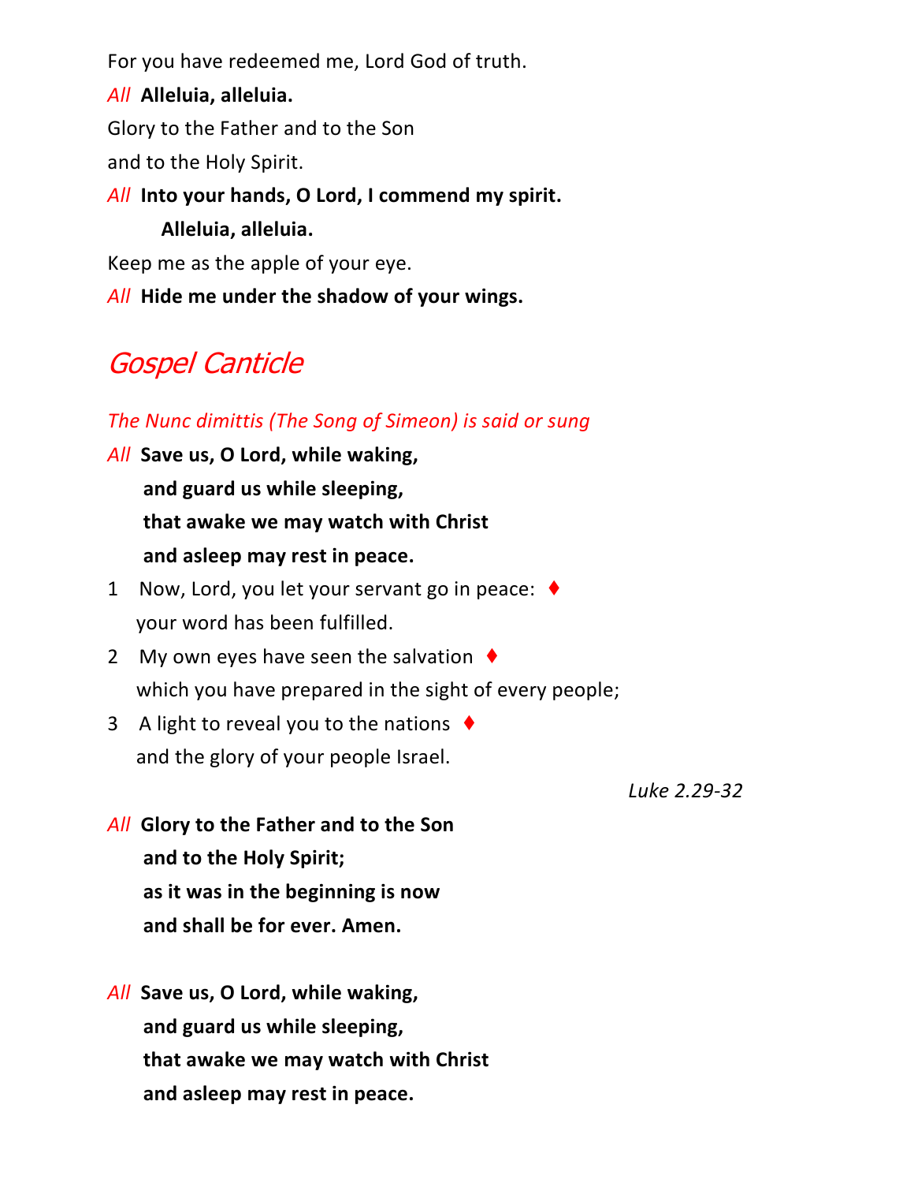For you have redeemed me, Lord God of truth.

*All* **Alleluia, alleluia.**

Glory to the Father and to the Son
and to the Holy Spirit.

*All* **Into your hands, O Lord, I commend my spirit.**
**Alleluia, alleluia.**

Keep me as the apple of your eye.

*All* **Hide me under the shadow of your wings.**

## *Gospel Canticle*

*The Nunc dimittis (The Song of Simeon) is said or sung*

*All* **Save us, O Lord, while waking,**
**and guard us while sleeping,**
**that awake we may watch with Christ**
**and asleep may rest in peace.**

1 Now, Lord, you let your servant go in peace: ♦
your word has been fulfilled.

2 My own eyes have seen the salvation ♦
which you have prepared in the sight of every people;

3 A light to reveal you to the nations ♦
and the glory of your people Israel.

*Luke 2.29-32*

*All* **Glory to the Father and to the Son**
**and to the Holy Spirit;**
**as it was in the beginning is now**
**and shall be for ever. Amen.**

*All* **Save us, O Lord, while waking,**
**and guard us while sleeping,**
**that awake we may watch with Christ**
**and asleep may rest in peace.**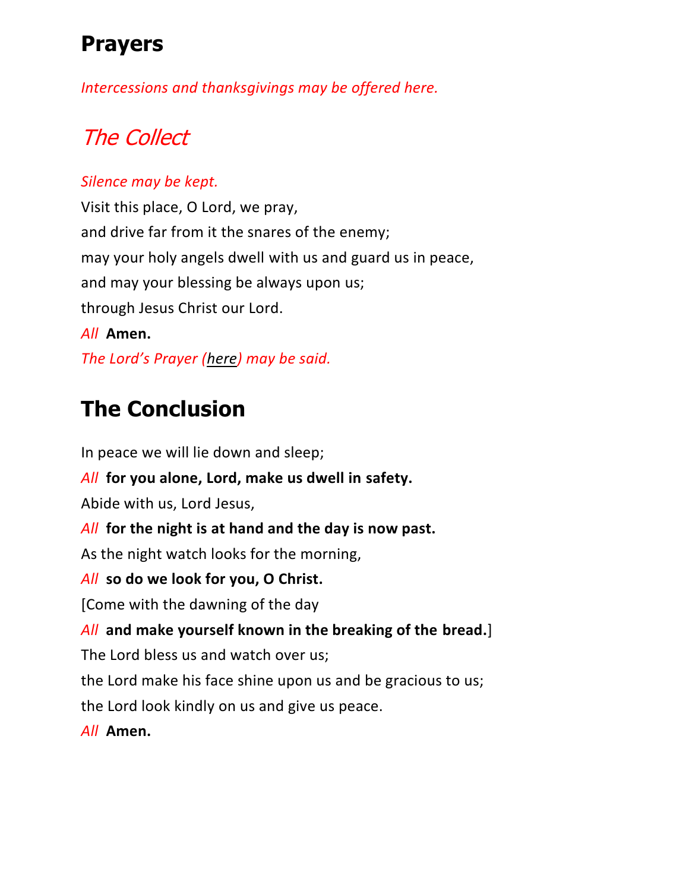# Prayers

*Intercessions and thanksgivings may be offered here.*

## *The Collect*

*Silence may be kept.*

Visit this place, O Lord, we pray,
and drive far from it the snares of the enemy;
may your holy angels dwell with us and guard us in peace,
and may your blessing be always upon us;
through Jesus Christ our Lord.

*All* **Amen.**

*The Lord's Prayer (here) may be said.*

# The Conclusion

In peace we will lie down and sleep;

*All* **for you alone, Lord, make us dwell in safety.**

Abide with us, Lord Jesus,

*All* **for the night is at hand and the day is now past.**

As the night watch looks for the morning,

*All* **so do we look for you, O Christ.**

[Come with the dawning of the day

*All* **and make yourself known in the breaking of the bread.**]

The Lord bless us and watch over us;
the Lord make his face shine upon us and be gracious to us;
the Lord look kindly on us and give us peace.

*All* **Amen.**